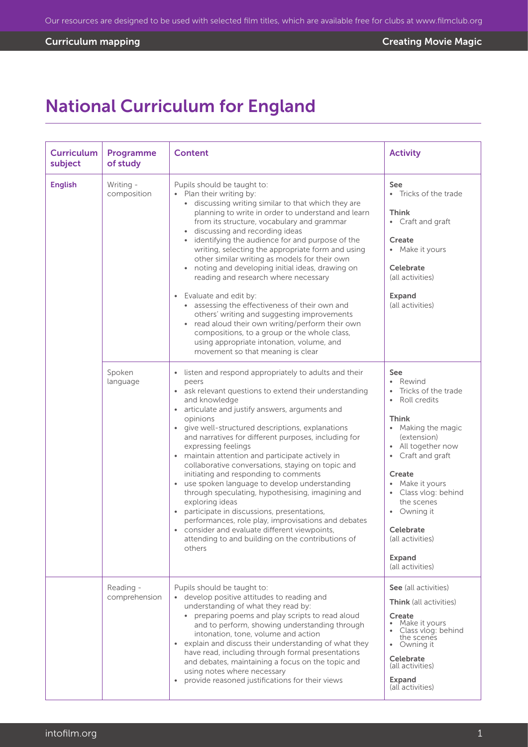# National Curriculum for England

| Curriculum subject | Programme of study | Content | Activity |
|---|---|---|---|
| **English** | Writing - composition | Pupils should be taught to:<br>• Plan their writing by:<br>  • discussing writing similar to that which they are planning to write in order to understand and learn from its structure, vocabulary and grammar<br>  • discussing and recording ideas<br>  • identifying the audience for and purpose of the writing, selecting the appropriate form and using other similar writing as models for their own<br>  • noting and developing initial ideas, drawing on reading and research where necessary<br>• Evaluate and edit by:<br>  • assessing the effectiveness of their own and others' writing and suggesting improvements<br>  • read aloud their own writing/perform their own compositions, to a group or the whole class, using appropriate intonation, volume, and movement so that meaning is clear | **See**<br>• Tricks of the trade<br>**Think**<br>• Craft and graft<br>**Create**<br>• Make it yours<br>**Celebrate**<br>(all activities)<br>**Expand**<br>(all activities) |
| | Spoken language | • listen and respond appropriately to adults and their peers<br>• ask relevant questions to extend their understanding and knowledge<br>• articulate and justify answers, arguments and opinions<br>• give well-structured descriptions, explanations and narratives for different purposes, including for expressing feelings<br>• maintain attention and participate actively in collaborative conversations, staying on topic and initiating and responding to comments<br>• use spoken language to develop understanding through speculating, hypothesising, imagining and exploring ideas<br>• participate in discussions, presentations, performances, role play, improvisations and debates<br>• consider and evaluate different viewpoints, attending to and building on the contributions of others | **See**<br>• Rewind<br>• Tricks of the trade<br>• Roll credits<br>**Think**<br>• Making the magic (extension)<br>• All together now<br>• Craft and graft<br>**Create**<br>• Make it yours<br>• Class vlog: behind the scenes<br>• Owning it<br>**Celebrate**<br>(all activities)<br>**Expand**<br>(all activities) |
| | Reading - comprehension | Pupils should be taught to:<br>• develop positive attitudes to reading and understanding of what they read by:<br>  • preparing poems and play scripts to read aloud and to perform, showing understanding through intonation, tone, volume and action<br>• explain and discuss their understanding of what they have read, including through formal presentations and debates, maintaining a focus on the topic and using notes where necessary<br>• provide reasoned justifications for their views | **See** (all activities)<br>**Think** (all activities)<br>**Create**<br>• Make it yours<br>• Class vlog: behind the scenes<br>• Owning it<br>**Celebrate**<br>(all activities)<br>**Expand**<br>(all activities) |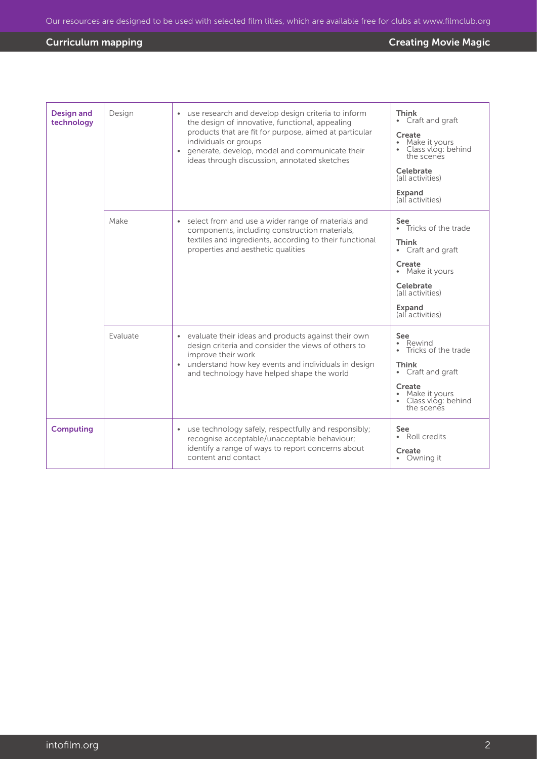| | | | |
|---|---|---|---|
| **Design and technology** | Design | • use research and develop design criteria to inform the design of innovative, functional, appealing products that are fit for purpose, aimed at particular individuals or groups<br>• generate, develop, model and communicate their ideas through discussion, annotated sketches | **Think**<br>• Craft and graft<br>**Create**<br>• Make it yours<br>• Class vlog: behind the scenes<br>**Celebrate**<br>(all activities)<br>**Expand**<br>(all activities) |
| | Make | • select from and use a wider range of materials and components, including construction materials, textiles and ingredients, according to their functional properties and aesthetic qualities | **See**<br>• Tricks of the trade<br>**Think**<br>• Craft and graft<br>**Create**<br>• Make it yours<br>**Celebrate**<br>(all activities)<br>**Expand**<br>(all activities) |
| | Evaluate | • evaluate their ideas and products against their own design criteria and consider the views of others to improve their work<br>• understand how key events and individuals in design and technology have helped shape the world | **See**<br>• Rewind<br>• Tricks of the trade<br>**Think**<br>• Craft and graft<br>**Create**<br>• Make it yours<br>• Class vlog: behind the scenes |
| **Computing** | | • use technology safely, respectfully and responsibly; recognise acceptable/unacceptable behaviour; identify a range of ways to report concerns about content and contact | **See**<br>• Roll credits<br>**Create**<br>• Owning it |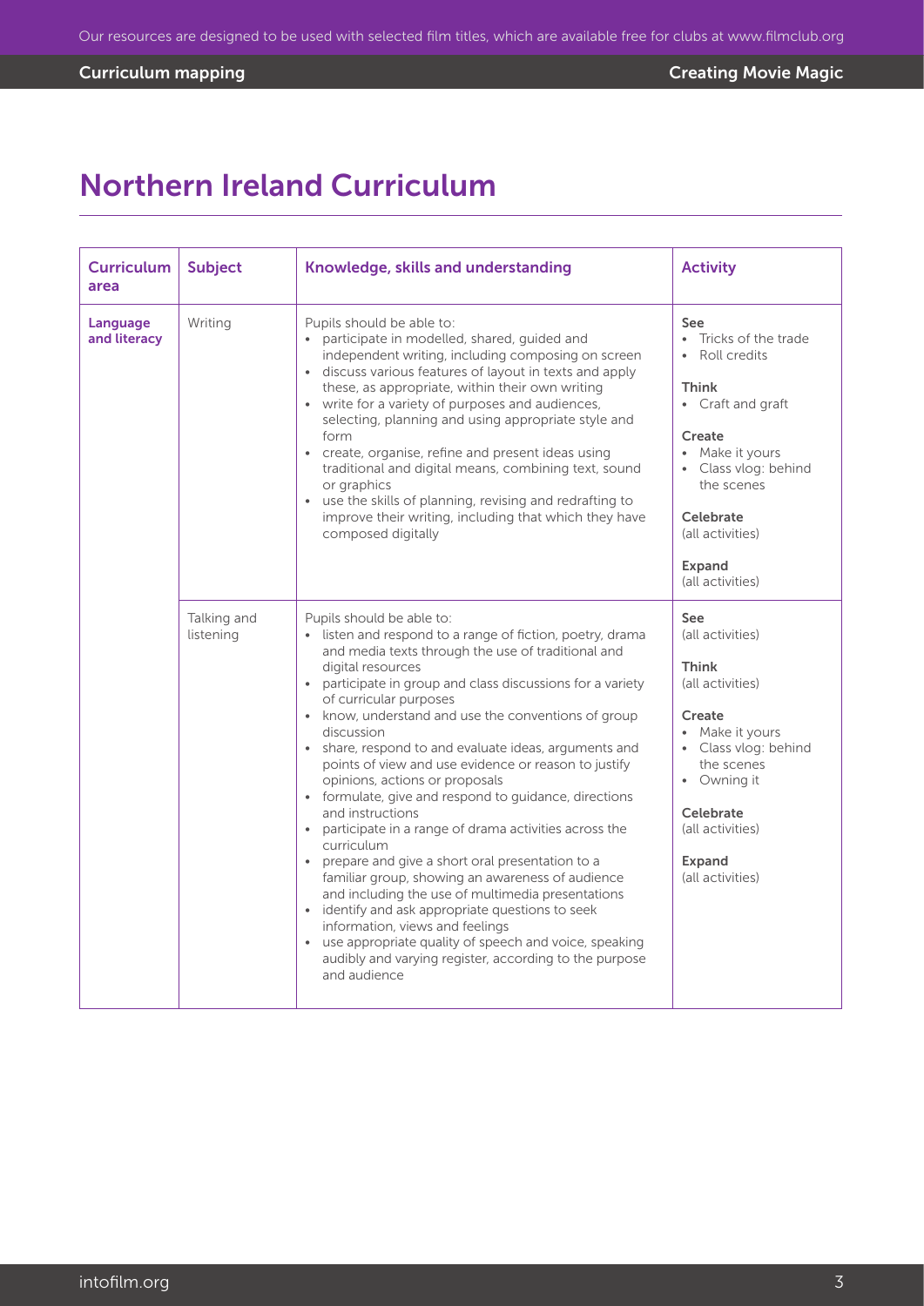# Northern Ireland Curriculum

| Curriculum area | Subject | Knowledge, skills and understanding | Activity |
|---|---|---|---|
| **Language and literacy** | Writing | Pupils should be able to:<br>• participate in modelled, shared, guided and independent writing, including composing on screen<br>• discuss various features of layout in texts and apply these, as appropriate, within their own writing<br>• write for a variety of purposes and audiences, selecting, planning and using appropriate style and form<br>• create, organise, refine and present ideas using traditional and digital means, combining text, sound or graphics<br>• use the skills of planning, revising and redrafting to improve their writing, including that which they have composed digitally | **See**<br>• Tricks of the trade<br>• Roll credits<br><br>**Think**<br>• Craft and graft<br><br>**Create**<br>• Make it yours<br>• Class vlog: behind the scenes<br><br>**Celebrate**<br>(all activities)<br><br>**Expand**<br>(all activities) |
| | Talking and listening | Pupils should be able to:<br>• listen and respond to a range of fiction, poetry, drama and media texts through the use of traditional and digital resources<br>• participate in group and class discussions for a variety of curricular purposes<br>• know, understand and use the conventions of group discussion<br>• share, respond to and evaluate ideas, arguments and points of view and use evidence or reason to justify opinions, actions or proposals<br>• formulate, give and respond to guidance, directions and instructions<br>• participate in a range of drama activities across the curriculum<br>• prepare and give a short oral presentation to a familiar group, showing an awareness of audience and including the use of multimedia presentations<br>• identify and ask appropriate questions to seek information, views and feelings<br>• use appropriate quality of speech and voice, speaking audibly and varying register, according to the purpose and audience | **See**<br>(all activities)<br><br>**Think**<br>(all activities)<br><br>**Create**<br>• Make it yours<br>• Class vlog: behind the scenes<br>• Owning it<br><br>**Celebrate**<br>(all activities)<br><br>**Expand**<br>(all activities) |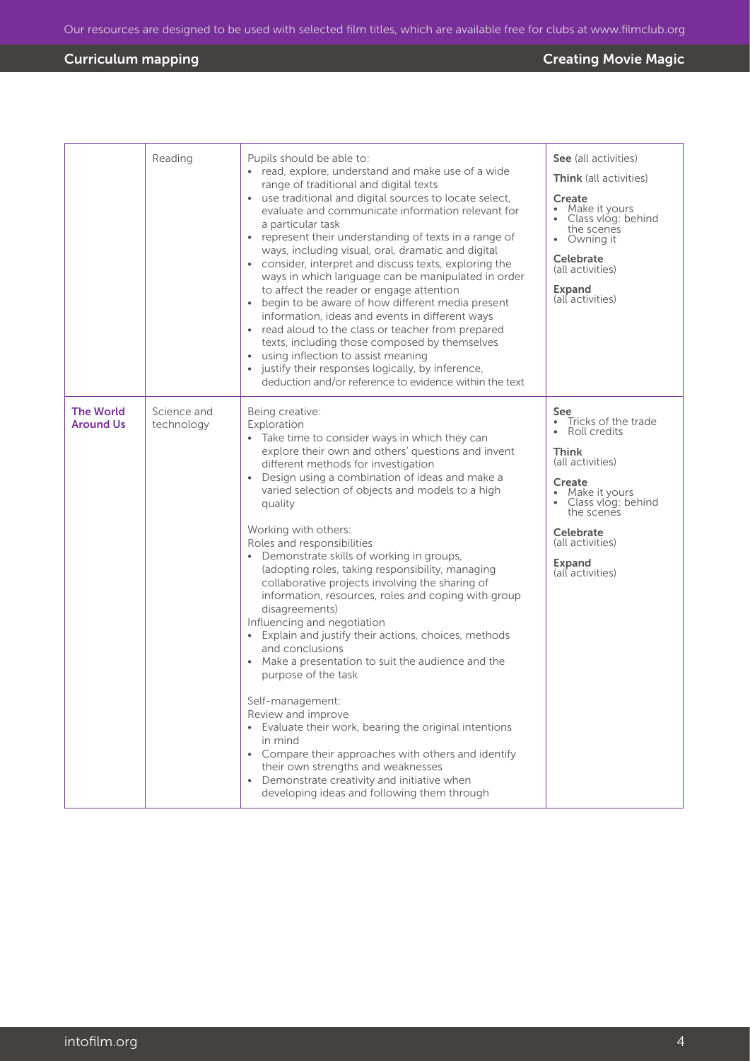| | Reading | Pupils should be able to:<br>• read, explore, understand and make use of a wide range of traditional and digital texts<br>• use traditional and digital sources to locate select, evaluate and communicate information relevant for a particular task<br>• represent their understanding of texts in a range of ways, including visual, oral, dramatic and digital<br>• consider, interpret and discuss texts, exploring the ways in which language can be manipulated in order to affect the reader or engage attention<br>• begin to be aware of how different media present information, ideas and events in different ways<br>• read aloud to the class or teacher from prepared texts, including those composed by themselves<br>• using inflection to assist meaning<br>• justify their responses logically, by inference, deduction and/or reference to evidence within the text | **See** (all activities)<br>**Think** (all activities)<br>**Create**<br>• Make it yours<br>• Class vlog: behind the scenes<br>• Owning it<br>**Celebrate** (all activities)<br>**Expand** (all activities) |
|---|---|---|---|
| **The World Around Us** | Science and technology | Being creative:<br>Exploration<br>• Take time to consider ways in which they can explore their own and others' questions and invent different methods for investigation<br>• Design using a combination of ideas and make a varied selection of objects and models to a high quality<br><br>Working with others:<br>Roles and responsibilities<br>• Demonstrate skills of working in groups, (adopting roles, taking responsibility, managing collaborative projects involving the sharing of information, resources, roles and coping with group disagreements)<br>Influencing and negotiation<br>• Explain and justify their actions, choices, methods and conclusions<br>• Make a presentation to suit the audience and the purpose of the task<br><br>Self-management:<br>Review and improve<br>• Evaluate their work, bearing the original intentions in mind<br>• Compare their approaches with others and identify their own strengths and weaknesses<br>• Demonstrate creativity and initiative when developing ideas and following them through | **See**<br>• Tricks of the trade<br>• Roll credits<br>**Think** (all activities)<br>**Create**<br>• Make it yours<br>• Class vlog: behind the scenes<br>**Celebrate** (all activities)<br>**Expand** (all activities) |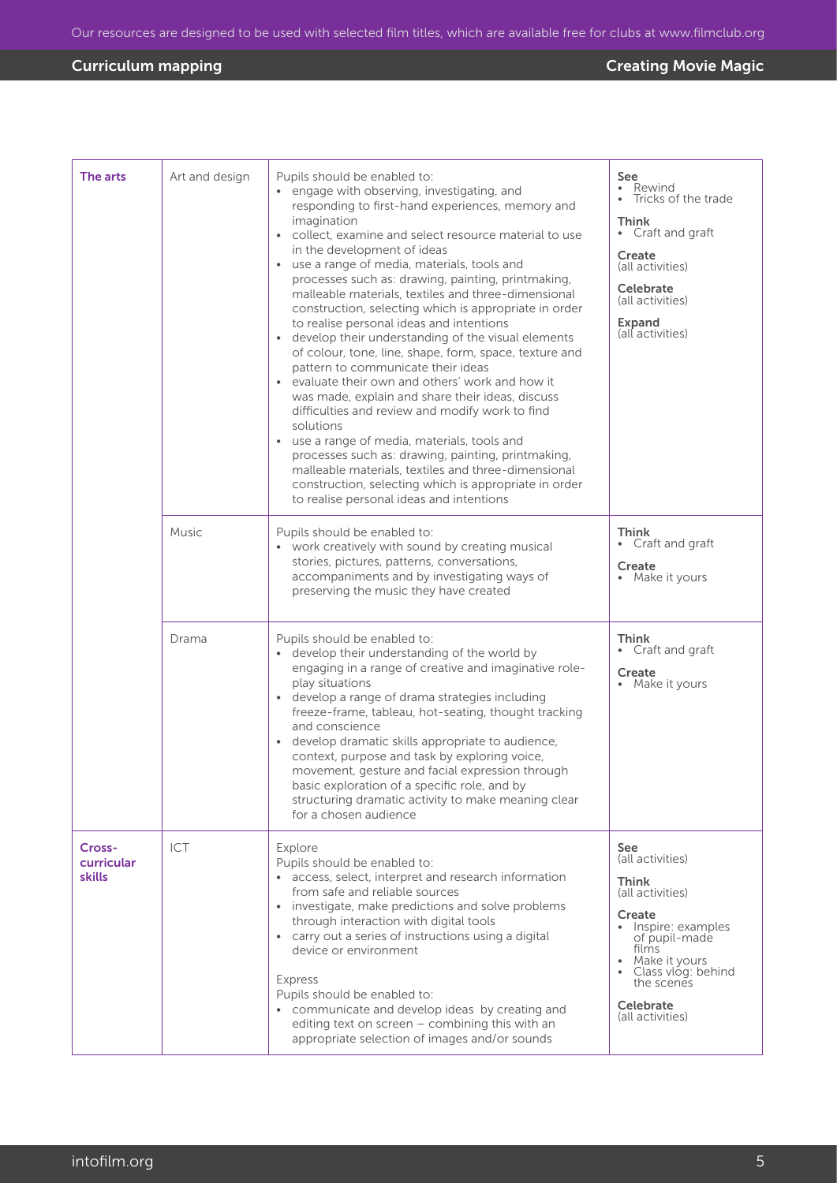| The arts | Art and design | Pupils should be enabled to:<br>• engage with observing, investigating, and responding to first-hand experiences, memory and imagination<br>• collect, examine and select resource material to use in the development of ideas<br>• use a range of media, materials, tools and processes such as: drawing, painting, printmaking, malleable materials, textiles and three-dimensional construction, selecting which is appropriate in order to realise personal ideas and intentions<br>• develop their understanding of the visual elements of colour, tone, line, shape, form, space, texture and pattern to communicate their ideas<br>• evaluate their own and others' work and how it was made, explain and share their ideas, discuss difficulties and review and modify work to find solutions<br>• use a range of media, materials, tools and processes such as: drawing, painting, printmaking, malleable materials, textiles and three-dimensional construction, selecting which is appropriate in order to realise personal ideas and intentions | **See**<br>• Rewind<br>• Tricks of the trade<br>**Think**<br>• Craft and graft<br>**Create**<br>(all activities)<br>**Celebrate**<br>(all activities)<br>**Expand**<br>(all activities) |
|---|---|---|---|
| | Music | Pupils should be enabled to:<br>• work creatively with sound by creating musical stories, pictures, patterns, conversations, accompaniments and by investigating ways of preserving the music they have created | **Think**<br>• Craft and graft<br>**Create**<br>• Make it yours |
| | Drama | Pupils should be enabled to:<br>• develop their understanding of the world by engaging in a range of creative and imaginative role-play situations<br>• develop a range of drama strategies including freeze-frame, tableau, hot-seating, thought tracking and conscience<br>• develop dramatic skills appropriate to audience, context, purpose and task by exploring voice, movement, gesture and facial expression through basic exploration of a specific role, and by structuring dramatic activity to make meaning clear for a chosen audience | **Think**<br>• Craft and graft<br>**Create**<br>• Make it yours |
| Cross-curricular skills | ICT | Explore<br>Pupils should be enabled to:<br>• access, select, interpret and research information from safe and reliable sources<br>• investigate, make predictions and solve problems through interaction with digital tools<br>• carry out a series of instructions using a digital device or environment<br><br>Express<br>Pupils should be enabled to:<br>• communicate and develop ideas by creating and editing text on screen – combining this with an appropriate selection of images and/or sounds | **See**<br>(all activities)<br>**Think**<br>(all activities)<br>**Create**<br>• Inspire: examples of pupil-made films<br>• Make it yours<br>• Class vlog: behind the scenes<br>**Celebrate**<br>(all activities) |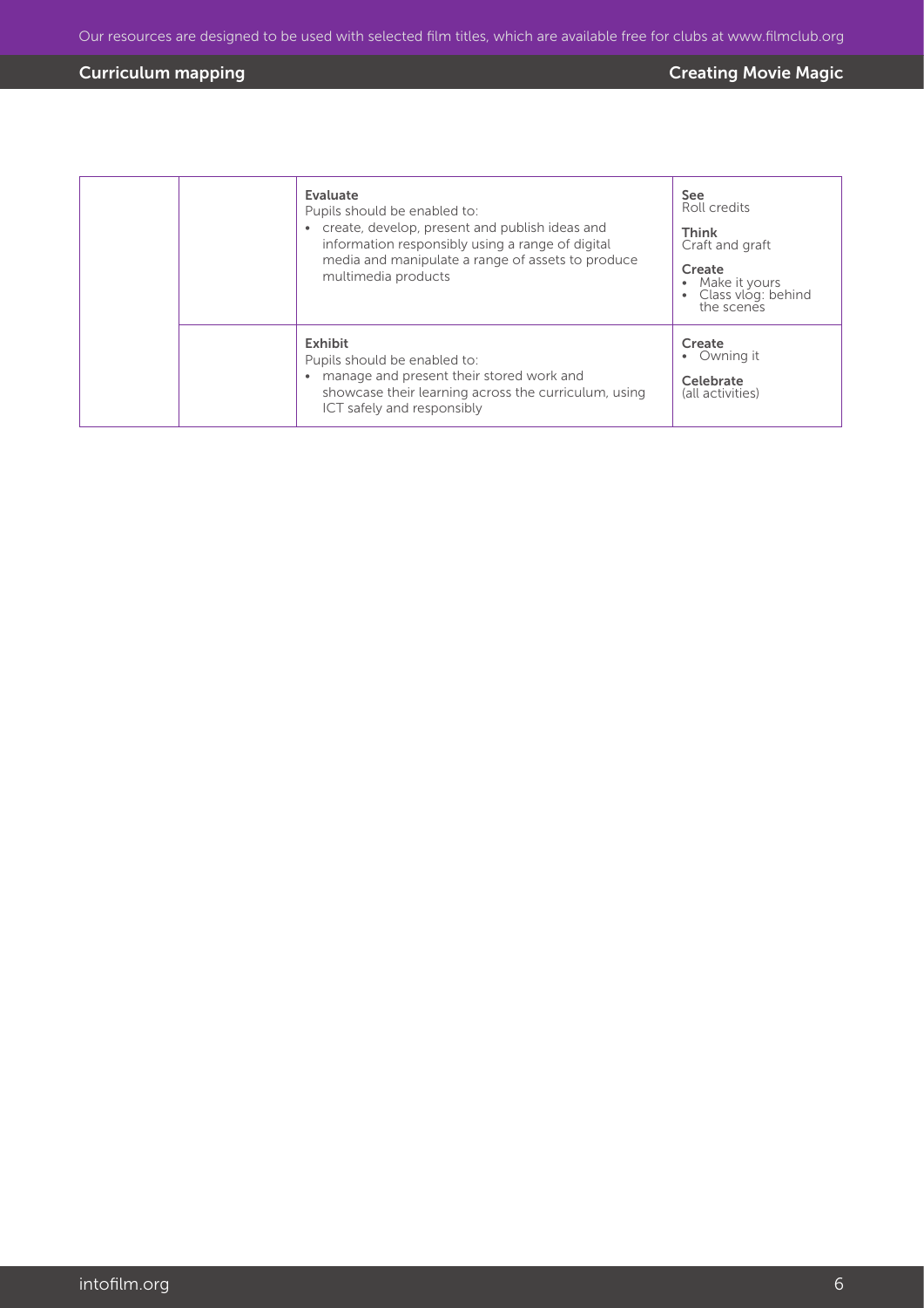| | | | |
|---|---|---|---|
| | | **Evaluate**<br>Pupils should be enabled to:<br>• create, develop, present and publish ideas and information responsibly using a range of digital media and manipulate a range of assets to produce multimedia products | **See**<br>Roll credits<br>**Think**<br>Craft and graft<br>**Create**<br>• Make it yours<br>• Class vlog: behind the scenes |
| | | **Exhibit**<br>Pupils should be enabled to:<br>• manage and present their stored work and showcase their learning across the curriculum, using ICT safely and responsibly | **Create**<br>• Owning it<br>**Celebrate**<br>(all activities) |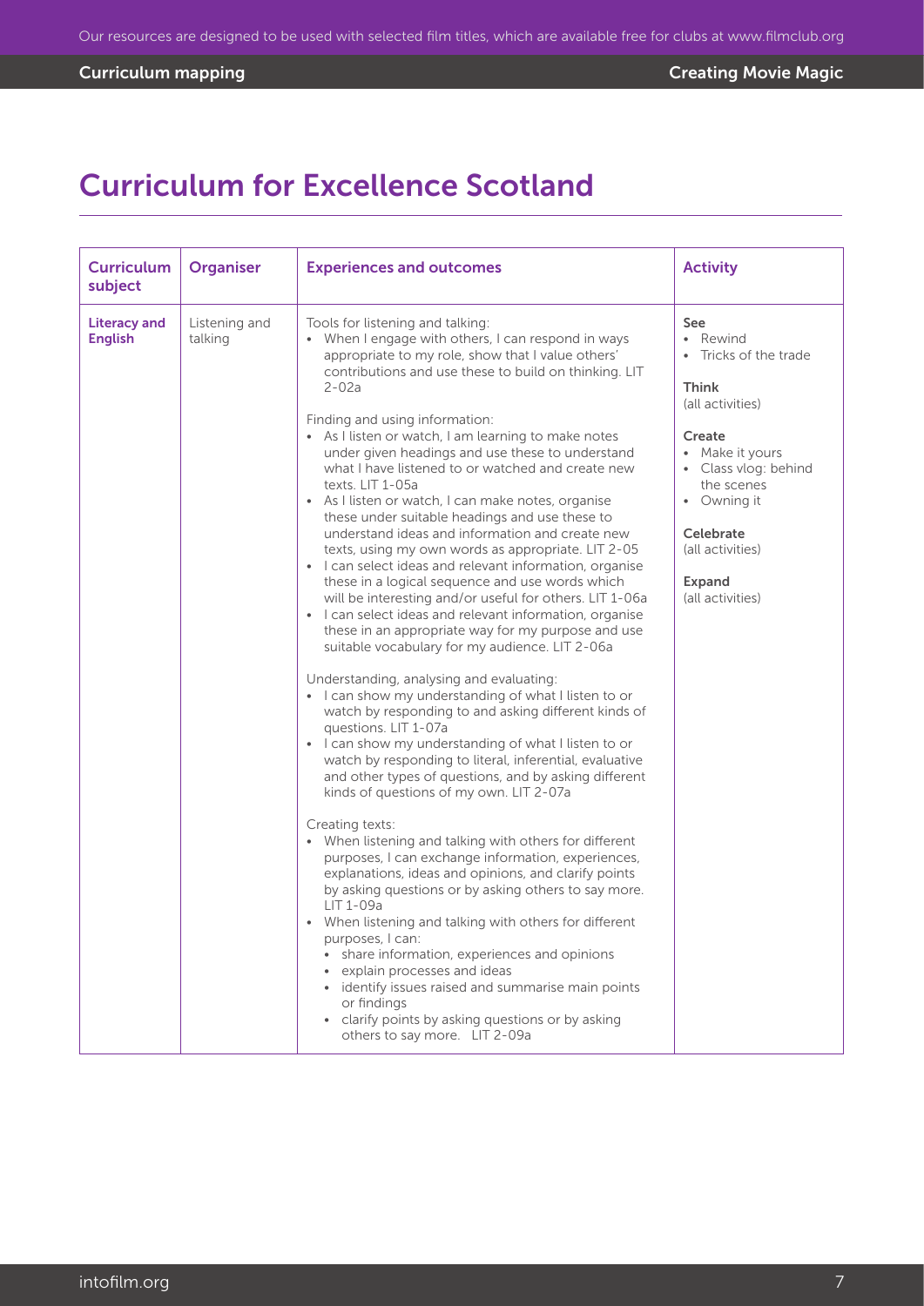# Curriculum for Excellence Scotland

| Curriculum subject | Organiser | Experiences and outcomes | Activity |
|---|---|---|---|
| **Literacy and English** | Listening and talking | Tools for listening and talking:<br>• When I engage with others, I can respond in ways appropriate to my role, show that I value others' contributions and use these to build on thinking. LIT 2-02a<br><br>Finding and using information:<br>• As I listen or watch, I am learning to make notes under given headings and use these to understand what I have listened to or watched and create new texts. LIT 1-05a<br>• As I listen or watch, I can make notes, organise these under suitable headings and use these to understand ideas and information and create new texts, using my own words as appropriate. LIT 2-05<br>• I can select ideas and relevant information, organise these in a logical sequence and use words which will be interesting and/or useful for others. LIT 1-06a<br>• I can select ideas and relevant information, organise these in an appropriate way for my purpose and use suitable vocabulary for my audience. LIT 2-06a<br><br>Understanding, analysing and evaluating:<br>• I can show my understanding of what I listen to or watch by responding to and asking different kinds of questions. LIT 1-07a<br>• I can show my understanding of what I listen to or watch by responding to literal, inferential, evaluative and other types of questions, and by asking different kinds of questions of my own. LIT 2-07a<br><br>Creating texts:<br>• When listening and talking with others for different purposes, I can exchange information, experiences, explanations, ideas and opinions, and clarify points by asking questions or by asking others to say more. LIT 1-09a<br>• When listening and talking with others for different purposes, I can:<br>&nbsp;&nbsp;• share information, experiences and opinions<br>&nbsp;&nbsp;• explain processes and ideas<br>&nbsp;&nbsp;• identify issues raised and summarise main points or findings<br>&nbsp;&nbsp;• clarify points by asking questions or by asking others to say more. LIT 2-09a | **See**<br>• Rewind<br>• Tricks of the trade<br><br>**Think**<br>(all activities)<br><br>**Create**<br>• Make it yours<br>• Class vlog: behind the scenes<br>• Owning it<br><br>**Celebrate**<br>(all activities)<br><br>**Expand**<br>(all activities) |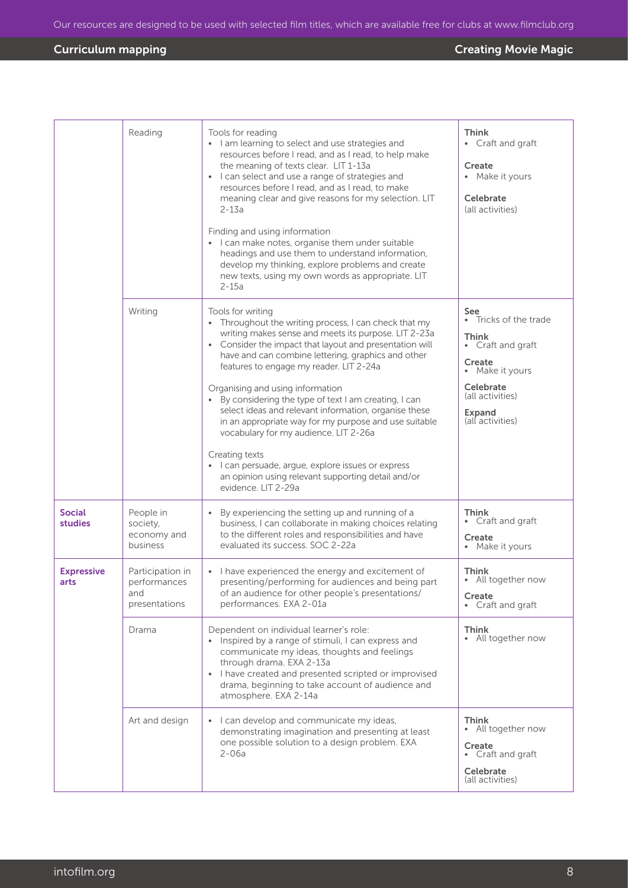| | | | |
|---|---|---|---|
| | Reading | Tools for reading<br>• I am learning to select and use strategies and resources before I read, and as I read, to help make the meaning of texts clear. LIT 1-13a<br>• I can select and use a range of strategies and resources before I read, and as I read, to make meaning clear and give reasons for my selection. LIT 2-13a<br><br>Finding and using information<br>• I can make notes, organise them under suitable headings and use them to understand information, develop my thinking, explore problems and create new texts, using my own words as appropriate. LIT 2-15a | **Think**<br>• Craft and graft<br><br>**Create**<br>• Make it yours<br><br>**Celebrate**<br>(all activities) |
| | Writing | Tools for writing<br>• Throughout the writing process, I can check that my writing makes sense and meets its purpose. LIT 2-23a<br>• Consider the impact that layout and presentation will have and can combine lettering, graphics and other features to engage my reader. LIT 2-24a<br><br>Organising and using information<br>• By considering the type of text I am creating, I can select ideas and relevant information, organise these in an appropriate way for my purpose and use suitable vocabulary for my audience. LIT 2-26a<br><br>Creating texts<br>• I can persuade, argue, explore issues or express an opinion using relevant supporting detail and/or evidence. LIT 2-29a | **See**<br>• Tricks of the trade<br><br>**Think**<br>• Craft and graft<br><br>**Create**<br>• Make it yours<br><br>**Celebrate**<br>(all activities)<br><br>**Expand**<br>(all activities) |
| **Social studies** | People in society, economy and business | • By experiencing the setting up and running of a business, I can collaborate in making choices relating to the different roles and responsibilities and have evaluated its success. SOC 2-22a | **Think**<br>• Craft and graft<br><br>**Create**<br>• Make it yours |
| **Expressive arts** | Participation in performances and presentations | • I have experienced the energy and excitement of presenting/performing for audiences and being part of an audience for other people's presentations/ performances. EXA 2-01a | **Think**<br>• All together now<br><br>**Create**<br>• Craft and graft |
| | Drama | Dependent on individual learner's role:<br>• Inspired by a range of stimuli, I can express and communicate my ideas, thoughts and feelings through drama. EXA 2-13a<br>• I have created and presented scripted or improvised drama, beginning to take account of audience and atmosphere. EXA 2-14a | **Think**<br>• All together now |
| | Art and design | • I can develop and communicate my ideas, demonstrating imagination and presenting at least one possible solution to a design problem. EXA 2-06a | **Think**<br>• All together now<br><br>**Create**<br>• Craft and graft<br><br>**Celebrate**<br>(all activities) |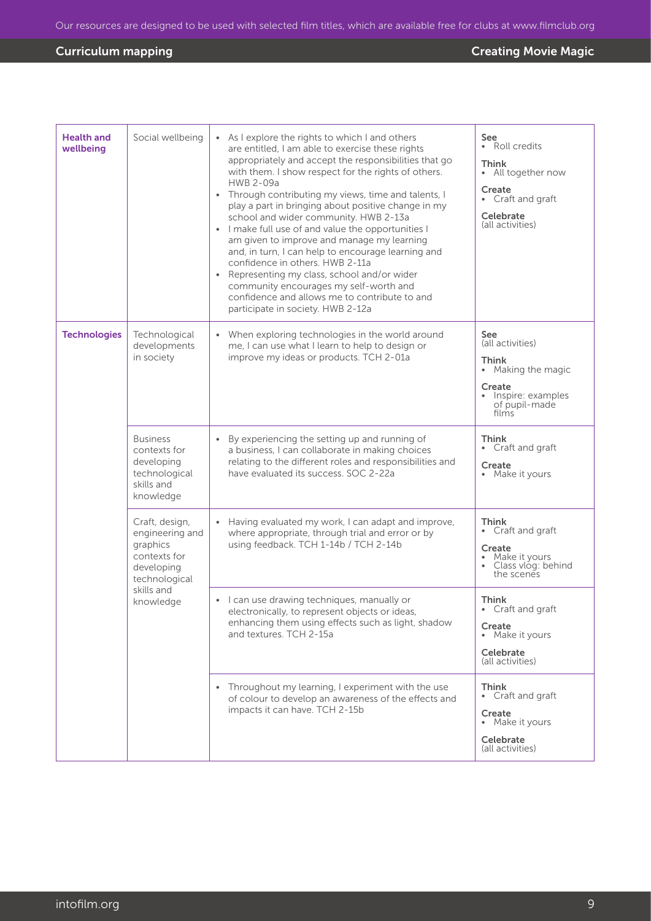| Curriculum area | Organiser | Experiences and outcomes | Activities |
|---|---|---|---|
| **Health and wellbeing** | Social wellbeing | • As I explore the rights to which I and others are entitled, I am able to exercise these rights appropriately and accept the responsibilities that go with them. I show respect for the rights of others. HWB 2-09a<br>• Through contributing my views, time and talents, I play a part in bringing about positive change in my school and wider community. HWB 2-13a<br>• I make full use of and value the opportunities I am given to improve and manage my learning and, in turn, I can help to encourage learning and confidence in others. HWB 2-11a<br>• Representing my class, school and/or wider community encourages my self-worth and confidence and allows me to contribute to and participate in society. HWB 2-12a | **See**<br>• Roll credits<br>**Think**<br>• All together now<br>**Create**<br>• Craft and graft<br>**Celebrate**<br>(all activities) |
| **Technologies** | Technological developments in society | • When exploring technologies in the world around me, I can use what I learn to help to design or improve my ideas or products. TCH 2-01a | **See**<br>(all activities)<br>**Think**<br>• Making the magic<br>**Create**<br>• Inspire: examples of pupil-made films |
| | Business contexts for developing technological skills and knowledge | • By experiencing the setting up and running of a business, I can collaborate in making choices relating to the different roles and responsibilities and have evaluated its success. SOC 2-22a | **Think**<br>• Craft and graft<br>**Create**<br>• Make it yours |
| | Craft, design, engineering and graphics contexts for developing technological skills and knowledge | • Having evaluated my work, I can adapt and improve, where appropriate, through trial and error or by using feedback. TCH 1-14b / TCH 2-14b | **Think**<br>• Craft and graft<br>**Create**<br>• Make it yours<br>• Class vlog: behind the scenes |
| | | • I can use drawing techniques, manually or electronically, to represent objects or ideas, enhancing them using effects such as light, shadow and textures. TCH 2-15a | **Think**<br>• Craft and graft<br>**Create**<br>• Make it yours<br>**Celebrate**<br>(all activities) |
| | | • Throughout my learning, I experiment with the use of colour to develop an awareness of the effects and impacts it can have. TCH 2-15b | **Think**<br>• Craft and graft<br>**Create**<br>• Make it yours<br>**Celebrate**<br>(all activities) |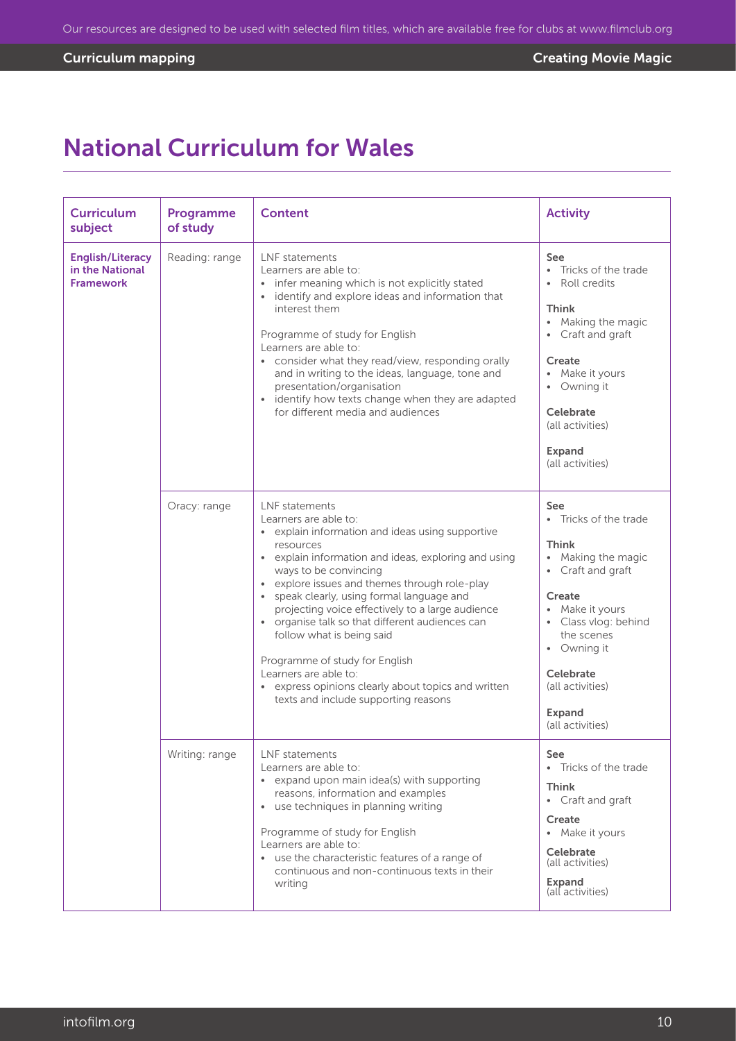# National Curriculum for Wales

| Curriculum subject | Programme of study | Content | Activity |
|---|---|---|---|
| **English/Literacy in the National Framework** | Reading: range | LNF statements<br>Learners are able to:<br>• infer meaning which is not explicitly stated<br>• identify and explore ideas and information that interest them<br><br>Programme of study for English<br>Learners are able to:<br>• consider what they read/view, responding orally and in writing to the ideas, language, tone and presentation/organisation<br>• identify how texts change when they are adapted for different media and audiences | **See**<br>• Tricks of the trade<br>• Roll credits<br><br>**Think**<br>• Making the magic<br>• Craft and graft<br><br>**Create**<br>• Make it yours<br>• Owning it<br><br>**Celebrate**<br>(all activities)<br><br>**Expand**<br>(all activities) |
| | Oracy: range | LNF statements<br>Learners are able to:<br>• explain information and ideas using supportive resources<br>• explain information and ideas, exploring and using ways to be convincing<br>• explore issues and themes through role-play<br>• speak clearly, using formal language and projecting voice effectively to a large audience<br>• organise talk so that different audiences can follow what is being said<br><br>Programme of study for English<br>Learners are able to:<br>• express opinions clearly about topics and written texts and include supporting reasons | **See**<br>• Tricks of the trade<br><br>**Think**<br>• Making the magic<br>• Craft and graft<br><br>**Create**<br>• Make it yours<br>• Class vlog: behind the scenes<br>• Owning it<br><br>**Celebrate**<br>(all activities)<br><br>**Expand**<br>(all activities) |
| | Writing: range | LNF statements<br>Learners are able to:<br>• expand upon main idea(s) with supporting reasons, information and examples<br>• use techniques in planning writing<br><br>Programme of study for English<br>Learners are able to:<br>• use the characteristic features of a range of continuous and non-continuous texts in their writing | **See**<br>• Tricks of the trade<br><br>**Think**<br>• Craft and graft<br><br>**Create**<br>• Make it yours<br><br>**Celebrate**<br>(all activities)<br><br>**Expand**<br>(all activities) |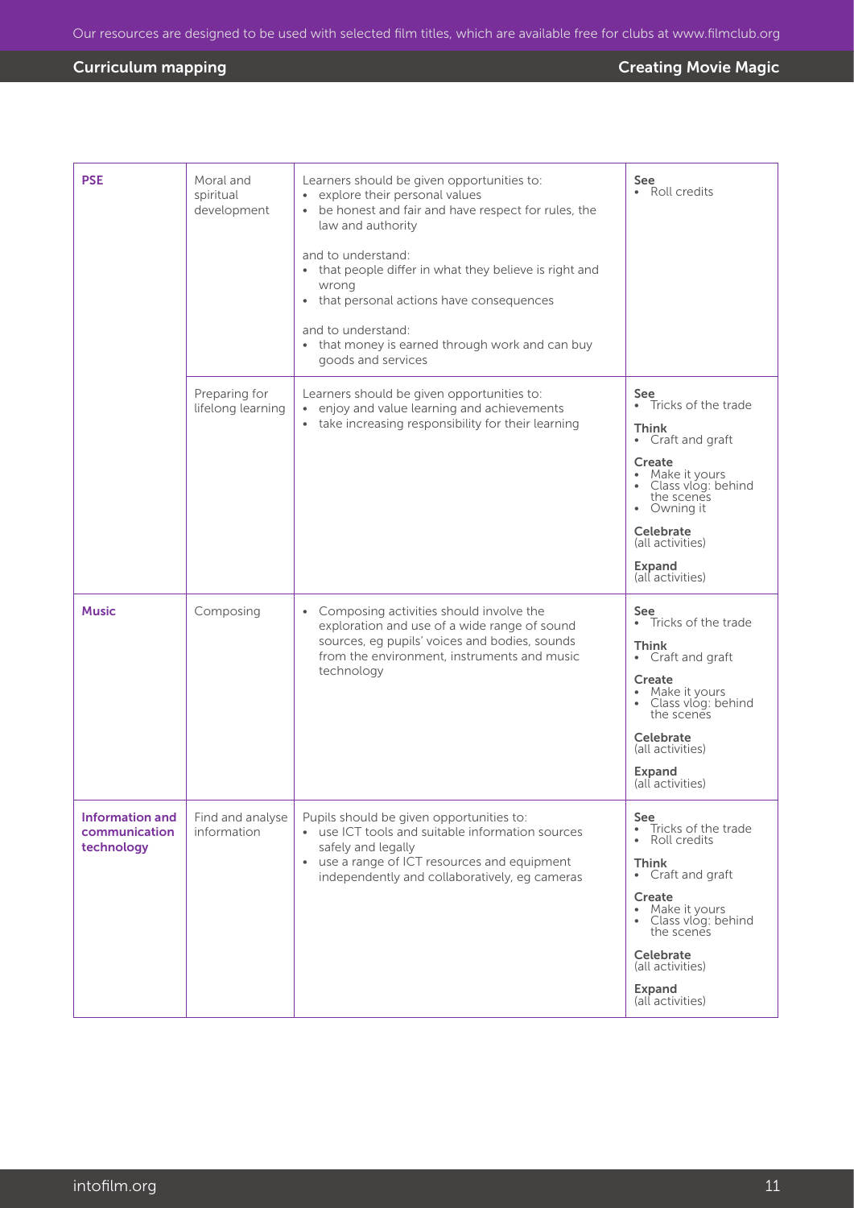| | | | |
|---|---|---|---|
| **PSE** | Moral and spiritual development | Learners should be given opportunities to:<br>• explore their personal values<br>• be honest and fair and have respect for rules, the law and authority<br><br>and to understand:<br>• that people differ in what they believe is right and wrong<br>• that personal actions have consequences<br><br>and to understand:<br>• that money is earned through work and can buy goods and services | **See**<br>• Roll credits |
| | Preparing for lifelong learning | Learners should be given opportunities to:<br>• enjoy and value learning and achievements<br>• take increasing responsibility for their learning | **See**<br>• Tricks of the trade<br><br>**Think**<br>• Craft and graft<br><br>**Create**<br>• Make it yours<br>• Class vlog: behind the scenes<br>• Owning it<br><br>**Celebrate**<br>(all activities)<br><br>**Expand**<br>(all activities) |
| **Music** | Composing | • Composing activities should involve the exploration and use of a wide range of sound sources, eg pupils' voices and bodies, sounds from the environment, instruments and music technology | **See**<br>• Tricks of the trade<br><br>**Think**<br>• Craft and graft<br><br>**Create**<br>• Make it yours<br>• Class vlog: behind the scenes<br><br>**Celebrate**<br>(all activities)<br><br>**Expand**<br>(all activities) |
| **Information and communication technology** | Find and analyse information | Pupils should be given opportunities to:<br>• use ICT tools and suitable information sources safely and legally<br>• use a range of ICT resources and equipment independently and collaboratively, eg cameras | **See**<br>• Tricks of the trade<br>• Roll credits<br><br>**Think**<br>• Craft and graft<br><br>**Create**<br>• Make it yours<br>• Class vlog: behind the scenes<br><br>**Celebrate**<br>(all activities)<br><br>**Expand**<br>(all activities) |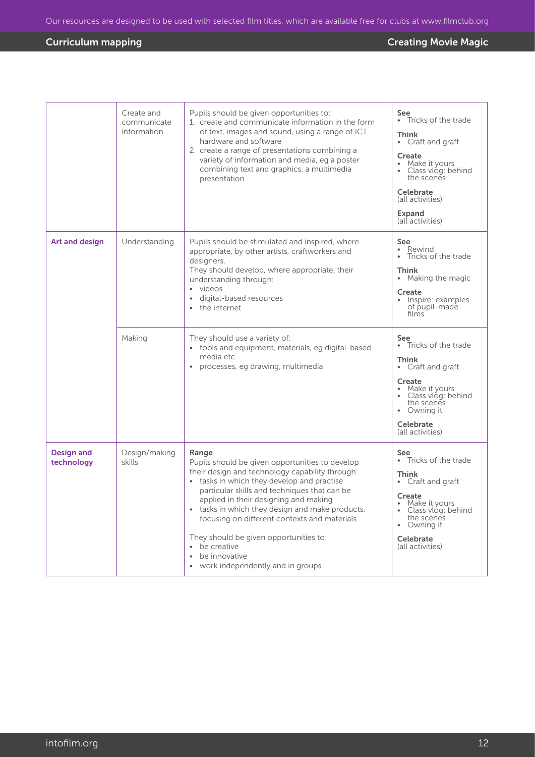| | | | |
|---|---|---|---|
| | Create and communicate information | Pupils should be given opportunities to:<br>1. create and communicate information in the form of text, images and sound, using a range of ICT hardware and software<br>2. create a range of presentations combining a variety of information and media, eg a poster combining text and graphics, a multimedia presentation | **See**<br>• Tricks of the trade<br>**Think**<br>• Craft and graft<br>**Create**<br>• Make it yours<br>• Class vlog: behind the scenes<br>**Celebrate**<br>(all activities)<br>**Expand**<br>(all activities) |
| **Art and design** | Understanding | Pupils should be stimulated and inspired, where appropriate, by other artists, craftworkers and designers.<br>They should develop, where appropriate, their understanding through:<br>• videos<br>• digital-based resources<br>• the internet | **See**<br>• Rewind<br>• Tricks of the trade<br>**Think**<br>• Making the magic<br>**Create**<br>• Inspire: examples of pupil-made films |
| | Making | They should use a variety of:<br>• tools and equipment, materials, eg digital-based media etc<br>• processes, eg drawing, multimedia | **See**<br>• Tricks of the trade<br>**Think**<br>• Craft and graft<br>**Create**<br>• Make it yours<br>• Class vlog: behind the scenes<br>• Owning it<br>**Celebrate**<br>(all activities) |
| **Design and technology** | Design/making skills | **Range**<br>Pupils should be given opportunities to develop their design and technology capability through:<br>• tasks in which they develop and practise particular skills and techniques that can be applied in their designing and making<br>• tasks in which they design and make products, focusing on different contexts and materials<br><br>They should be given opportunities to:<br>• be creative<br>• be innovative<br>• work independently and in groups | **See**<br>• Tricks of the trade<br>**Think**<br>• Craft and graft<br>**Create**<br>• Make it yours<br>• Class vlog: behind the scenes<br>• Owning it<br>**Celebrate**<br>(all activities) |